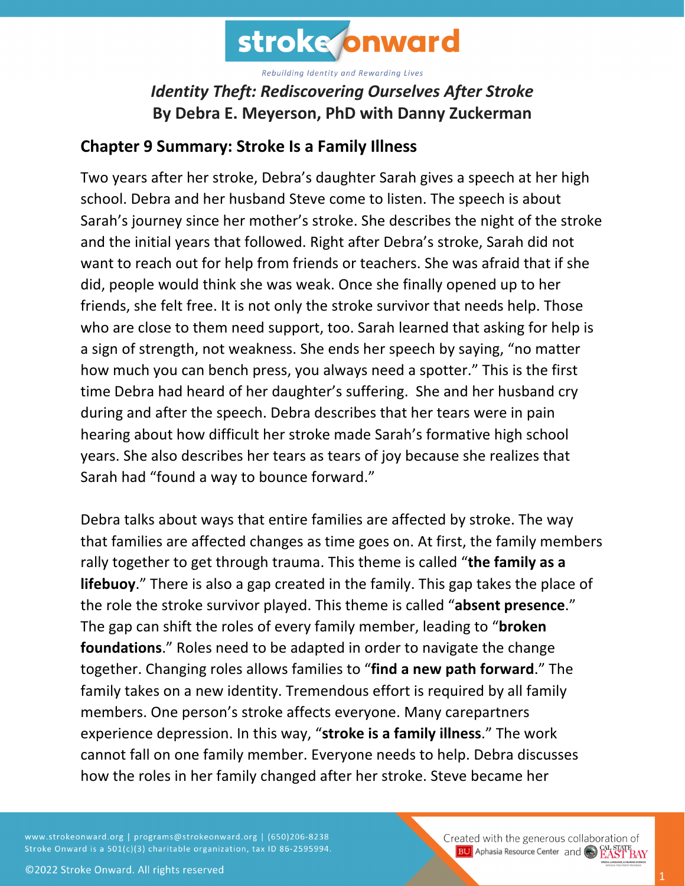# *Identity Theft: Rediscovering Ourselves After Stroke*
## By Debra E. Meyerson, PhD with Danny Zuckerman

### Chapter 9 Summary: Stroke Is a Family Illness

Two years after her stroke, Debra's daughter Sarah gives a speech at her high school. Debra and her husband Steve come to listen. The speech is about Sarah's journey since her mother's stroke. She describes the night of the stroke and the initial years that followed. Right after Debra's stroke, Sarah did not want to reach out for help from friends or teachers. She was afraid that if she did, people would think she was weak. Once she finally opened up to her friends, she felt free. It is not only the stroke survivor that needs help. Those who are close to them need support, too. Sarah learned that asking for help is a sign of strength, not weakness. She ends her speech by saying, "no matter how much you can bench press, you always need a spotter." This is the first time Debra had heard of her daughter's suffering. She and her husband cry during and after the speech. Debra describes that her tears were in pain hearing about how difficult her stroke made Sarah's formative high school years. She also describes her tears as tears of joy because she realizes that Sarah had "found a way to bounce forward."

Debra talks about ways that entire families are affected by stroke. The way that families are affected changes as time goes on. At first, the family members rally together to get through trauma. This theme is called "**the family as a lifebuoy**." There is also a gap created in the family. This gap takes the place of the role the stroke survivor played. This theme is called "**absent presence**." The gap can shift the roles of every family member, leading to "**broken foundations**." Roles need to be adapted in order to navigate the change together. Changing roles allows families to "**find a new path forward**." The family takes on a new identity. Tremendous effort is required by all family members. One person's stroke affects everyone. Many carepartners experience depression. In this way, "**stroke is a family illness**." The work cannot fall on one family member. Everyone needs to help. Debra discusses how the roles in her family changed after her stroke. Steve became her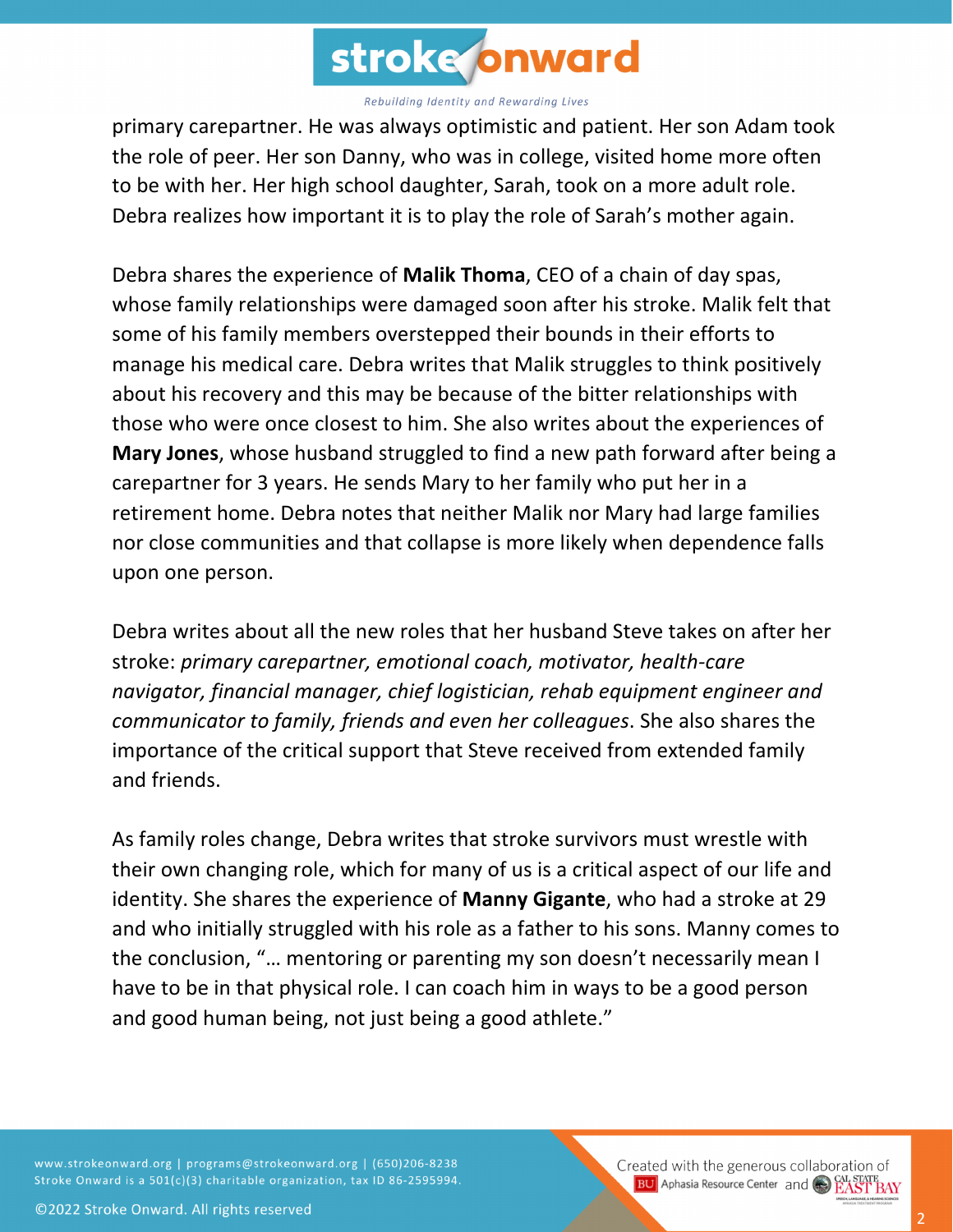primary carepartner. He was always optimistic and patient. Her son Adam took the role of peer. Her son Danny, who was in college, visited home more often to be with her. Her high school daughter, Sarah, took on a more adult role. Debra realizes how important it is to play the role of Sarah's mother again.

Debra shares the experience of **Malik Thoma**, CEO of a chain of day spas, whose family relationships were damaged soon after his stroke. Malik felt that some of his family members overstepped their bounds in their efforts to manage his medical care. Debra writes that Malik struggles to think positively about his recovery and this may be because of the bitter relationships with those who were once closest to him. She also writes about the experiences of **Mary Jones**, whose husband struggled to find a new path forward after being a carepartner for 3 years. He sends Mary to her family who put her in a retirement home. Debra notes that neither Malik nor Mary had large families nor close communities and that collapse is more likely when dependence falls upon one person.

Debra writes about all the new roles that her husband Steve takes on after her stroke: *primary carepartner, emotional coach, motivator, health-care navigator, financial manager, chief logistician, rehab equipment engineer and communicator to family, friends and even her colleagues*. She also shares the importance of the critical support that Steve received from extended family and friends.

As family roles change, Debra writes that stroke survivors must wrestle with their own changing role, which for many of us is a critical aspect of our life and identity. She shares the experience of **Manny Gigante**, who had a stroke at 29 and who initially struggled with his role as a father to his sons. Manny comes to the conclusion, "… mentoring or parenting my son doesn't necessarily mean I have to be in that physical role. I can coach him in ways to be a good person and good human being, not just being a good athlete."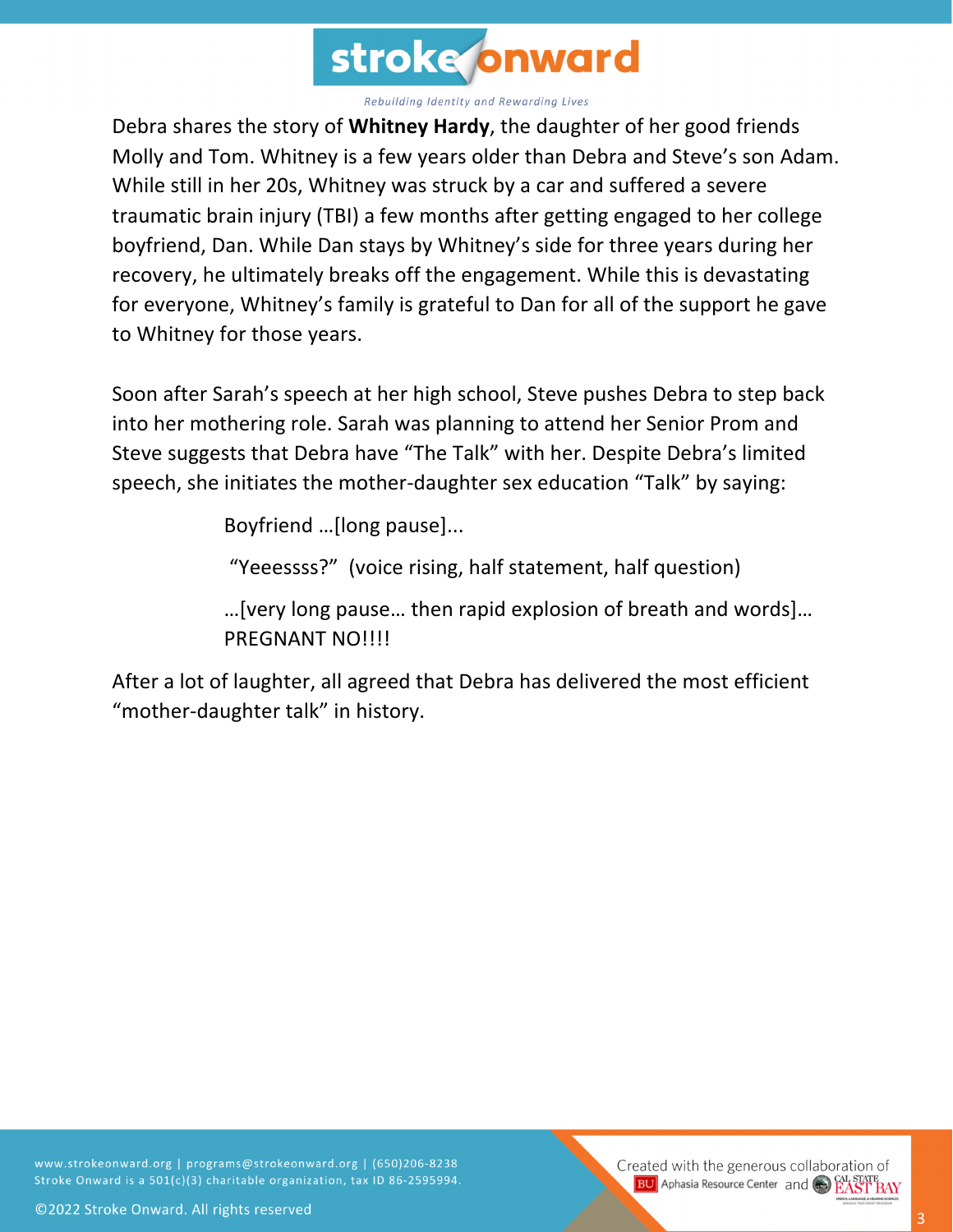Debra shares the story of **Whitney Hardy**, the daughter of her good friends Molly and Tom. Whitney is a few years older than Debra and Steve's son Adam. While still in her 20s, Whitney was struck by a car and suffered a severe traumatic brain injury (TBI) a few months after getting engaged to her college boyfriend, Dan. While Dan stays by Whitney's side for three years during her recovery, he ultimately breaks off the engagement. While this is devastating for everyone, Whitney's family is grateful to Dan for all of the support he gave to Whitney for those years.

Soon after Sarah's speech at her high school, Steve pushes Debra to step back into her mothering role. Sarah was planning to attend her Senior Prom and Steve suggests that Debra have "The Talk" with her. Despite Debra's limited speech, she initiates the mother-daughter sex education "Talk" by saying:

> Boyfriend …[long pause]...
>
> "Yeeessss?" (voice rising, half statement, half question)
>
> …[very long pause… then rapid explosion of breath and words]… PREGNANT NO!!!!

After a lot of laughter, all agreed that Debra has delivered the most efficient "mother-daughter talk" in history.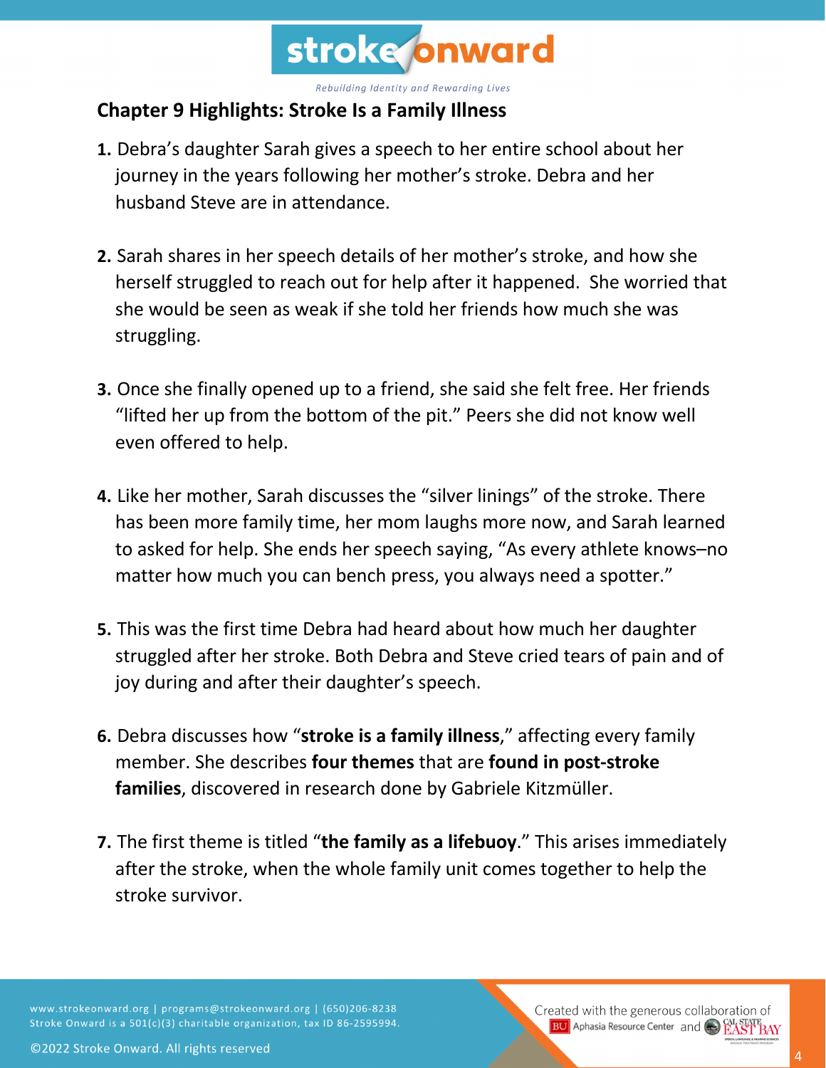## Chapter 9 Highlights: Stroke Is a Family Illness

1. Debra's daughter Sarah gives a speech to her entire school about her journey in the years following her mother's stroke. Debra and her husband Steve are in attendance.

2. Sarah shares in her speech details of her mother's stroke, and how she herself struggled to reach out for help after it happened. She worried that she would be seen as weak if she told her friends how much she was struggling.

3. Once she finally opened up to a friend, she said she felt free. Her friends "lifted her up from the bottom of the pit." Peers she did not know well even offered to help.

4. Like her mother, Sarah discusses the "silver linings" of the stroke. There has been more family time, her mom laughs more now, and Sarah learned to asked for help. She ends her speech saying, "As every athlete knows–no matter how much you can bench press, you always need a spotter."

5. This was the first time Debra had heard about how much her daughter struggled after her stroke. Both Debra and Steve cried tears of pain and of joy during and after their daughter's speech.

6. Debra discusses how "**stroke is a family illness**," affecting every family member. She describes **four themes** that are **found in post-stroke families**, discovered in research done by Gabriele Kitzmüller.

7. The first theme is titled "**the family as a lifebuoy**." This arises immediately after the stroke, when the whole family unit comes together to help the stroke survivor.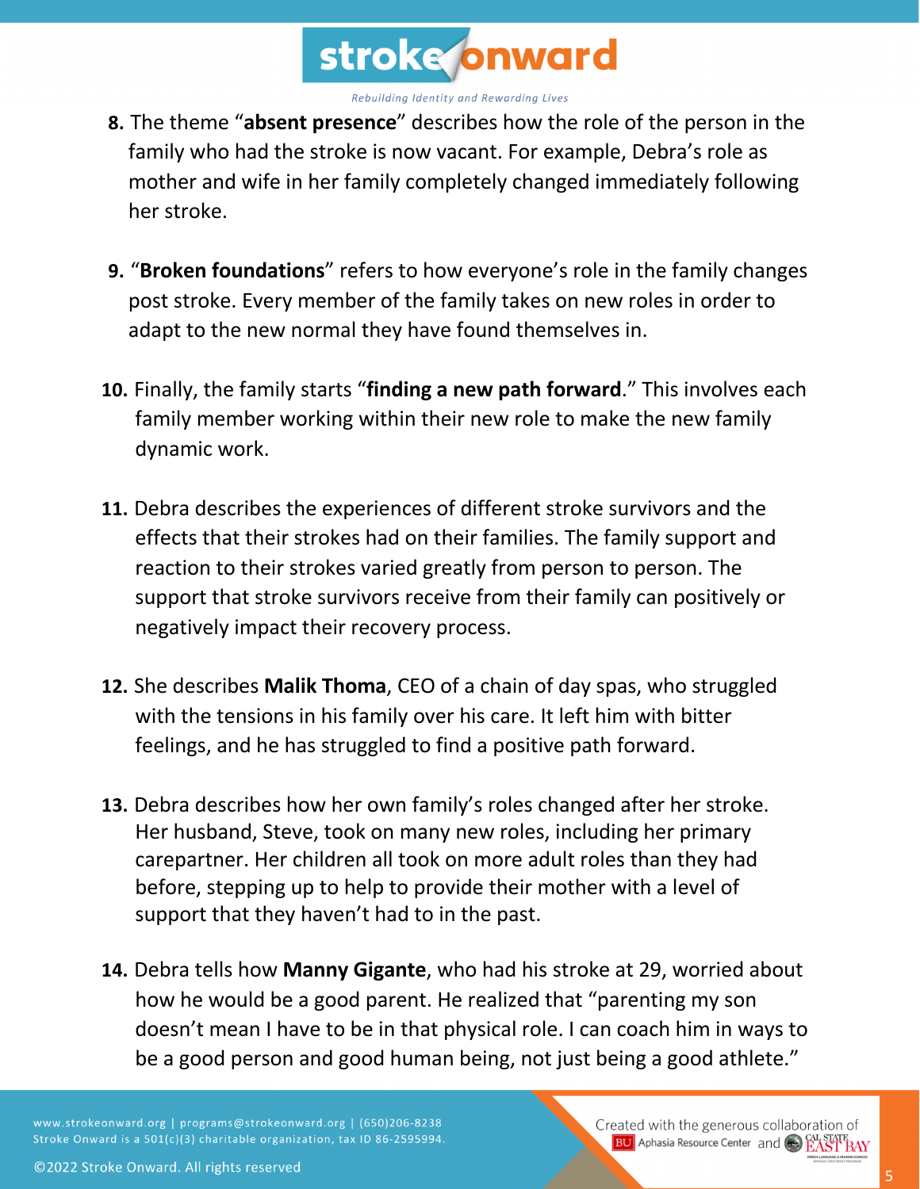8. The theme “**absent presence**” describes how the role of the person in the family who had the stroke is now vacant. For example, Debra’s role as mother and wife in her family completely changed immediately following her stroke.

9. “**Broken foundations**” refers to how everyone’s role in the family changes post stroke. Every member of the family takes on new roles in order to adapt to the new normal they have found themselves in.

10. Finally, the family starts “**finding a new path forward**.” This involves each family member working within their new role to make the new family dynamic work.

11. Debra describes the experiences of different stroke survivors and the effects that their strokes had on their families. The family support and reaction to their strokes varied greatly from person to person. The support that stroke survivors receive from their family can positively or negatively impact their recovery process.

12. She describes **Malik Thoma**, CEO of a chain of day spas, who struggled with the tensions in his family over his care. It left him with bitter feelings, and he has struggled to find a positive path forward.

13. Debra describes how her own family’s roles changed after her stroke. Her husband, Steve, took on many new roles, including her primary carepartner. Her children all took on more adult roles than they had before, stepping up to help to provide their mother with a level of support that they haven’t had to in the past.

14. Debra tells how **Manny Gigante**, who had his stroke at 29, worried about how he would be a good parent. He realized that “parenting my son doesn’t mean I have to be in that physical role. I can coach him in ways to be a good person and good human being, not just being a good athlete.”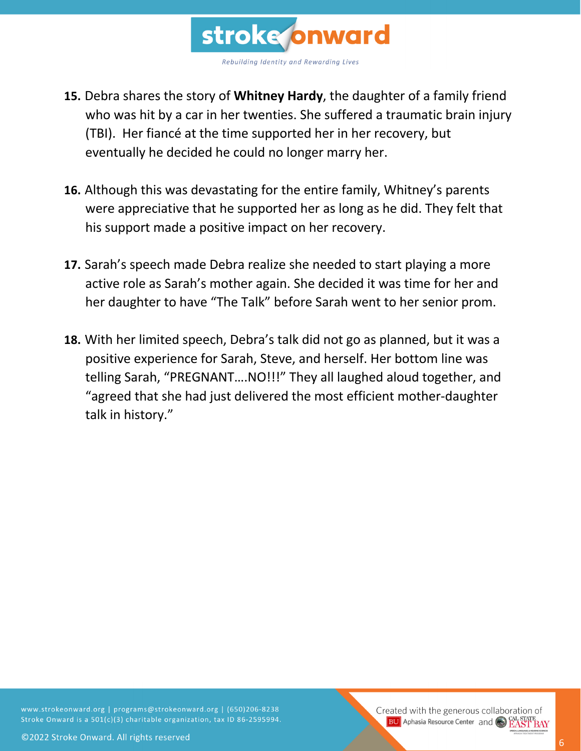15. Debra shares the story of **Whitney Hardy**, the daughter of a family friend who was hit by a car in her twenties. She suffered a traumatic brain injury (TBI). Her fiancé at the time supported her in her recovery, but eventually he decided he could no longer marry her.

16. Although this was devastating for the entire family, Whitney's parents were appreciative that he supported her as long as he did. They felt that his support made a positive impact on her recovery.

17. Sarah's speech made Debra realize she needed to start playing a more active role as Sarah's mother again. She decided it was time for her and her daughter to have "The Talk" before Sarah went to her senior prom.

18. With her limited speech, Debra's talk did not go as planned, but it was a positive experience for Sarah, Steve, and herself. Her bottom line was telling Sarah, "PREGNANT….NO!!!" They all laughed aloud together, and "agreed that she had just delivered the most efficient mother-daughter talk in history."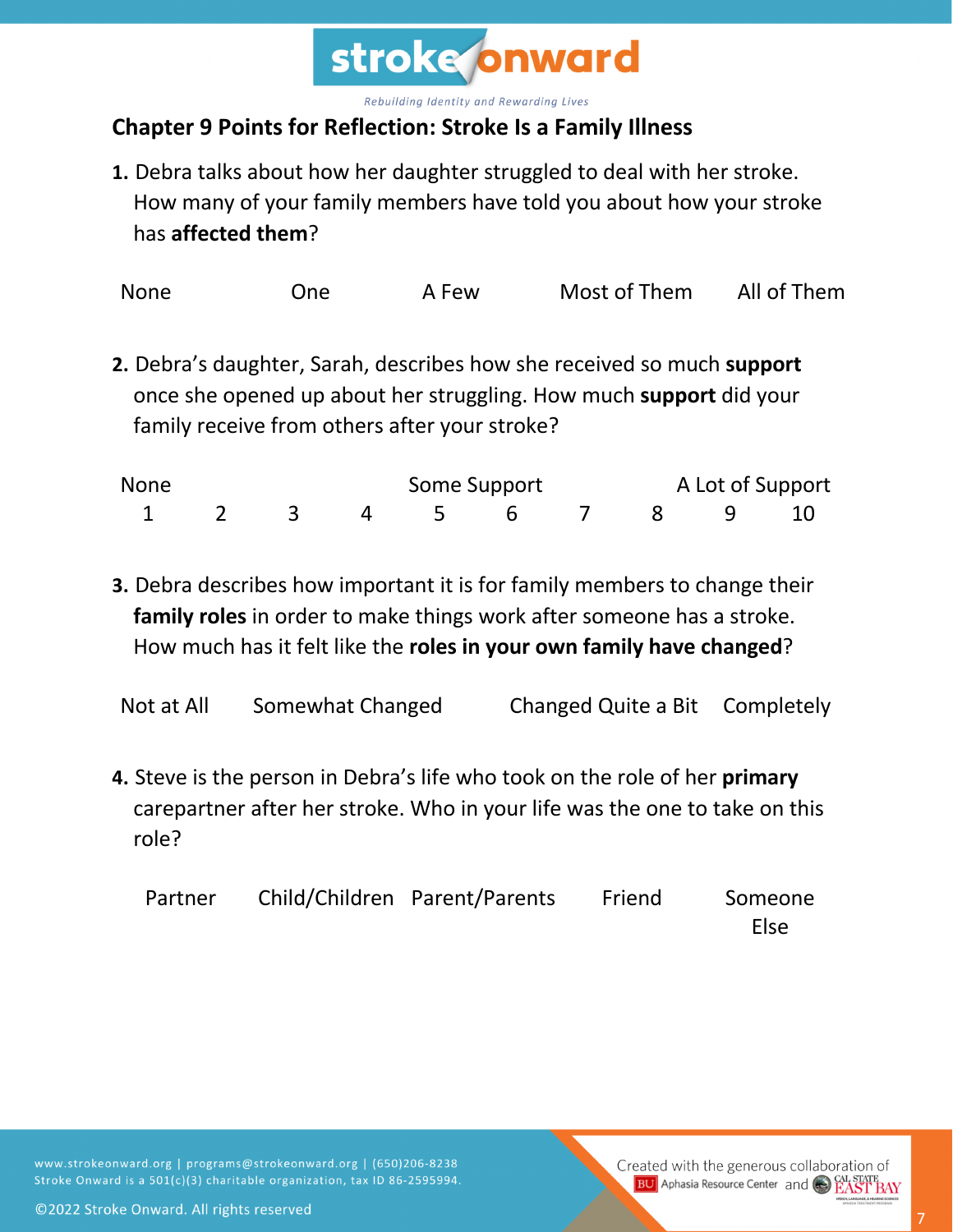## Chapter 9 Points for Reflection: Stroke Is a Family Illness

**1.** Debra talks about how her daughter struggled to deal with her stroke. How many of your family members have told you about how your stroke has **affected them**?

| None | One | A Few | Most of Them | All of Them |
|---|---|---|---|---|

**2.** Debra's daughter, Sarah, describes how she received so much **support** once she opened up about her struggling. How much **support** did your family receive from others after your stroke?

| None | | | | Some Support | | | | A Lot of Support | |
|---|---|---|---|---|---|---|---|---|---|
| 1 | 2 | 3 | 4 | 5 | 6 | 7 | 8 | 9 | 10 |

**3.** Debra describes how important it is for family members to change their **family roles** in order to make things work after someone has a stroke. How much has it felt like the **roles in your own family have changed**?

| Not at All | Somewhat Changed | Changed Quite a Bit | Completely |
|---|---|---|---|

**4.** Steve is the person in Debra's life who took on the role of her **primary** carepartner after her stroke. Who in your life was the one to take on this role?

| Partner | Child/Children | Parent/Parents | Friend | Someone Else |
|---|---|---|---|---|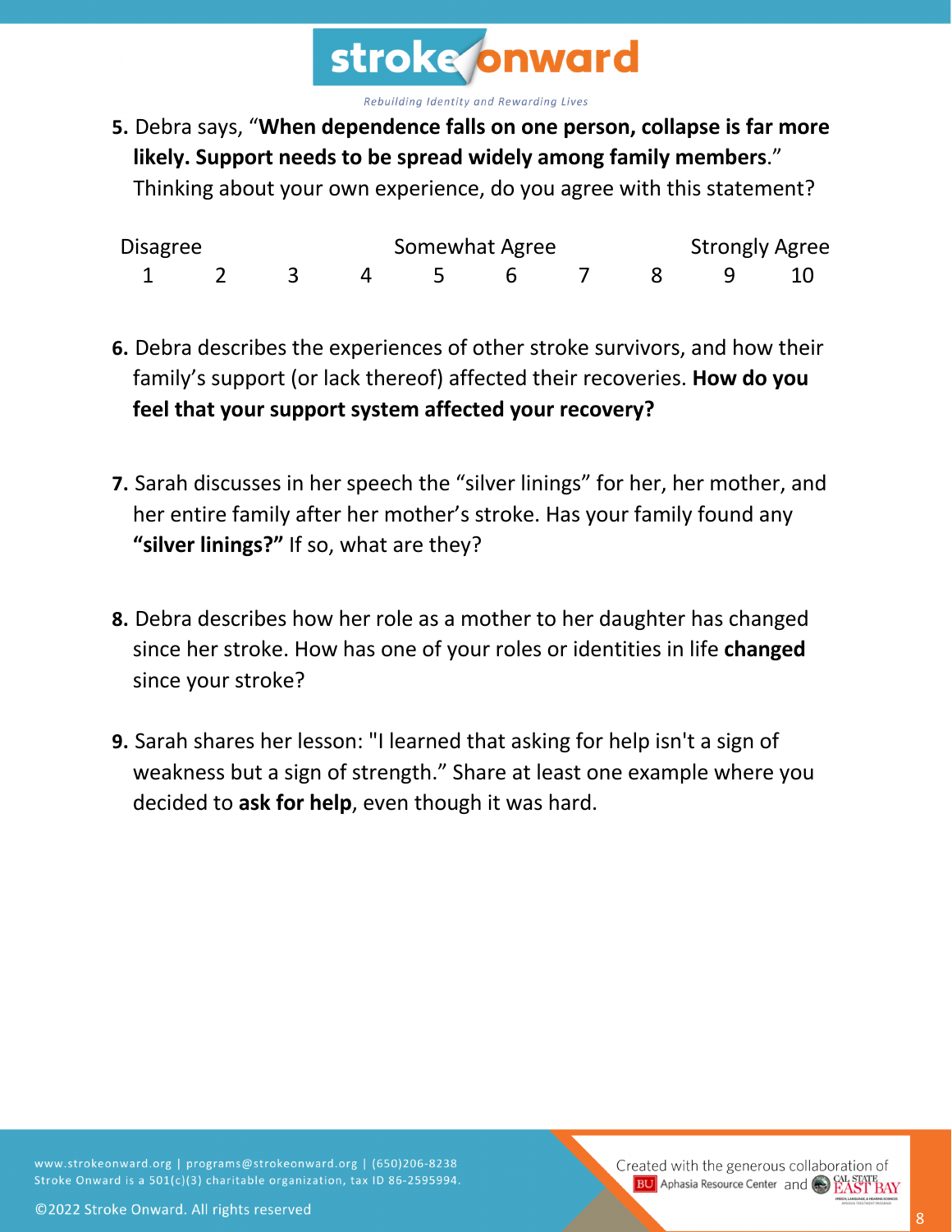5. Debra says, "**When dependence falls on one person, collapse is far more likely. Support needs to be spread widely among family members**." Thinking about your own experience, do you agree with this statement?

| Disagree | | | | Somewhat Agree | | | | Strongly Agree | |
|---|---|---|---|---|---|---|---|---|---|
| 1 | 2 | 3 | 4 | 5 | 6 | 7 | 8 | 9 | 10 |

6. Debra describes the experiences of other stroke survivors, and how their family's support (or lack thereof) affected their recoveries. **How do you feel that your support system affected your recovery?**

7. Sarah discusses in her speech the "silver linings" for her, her mother, and her entire family after her mother's stroke. Has your family found any **"silver linings?"** If so, what are they?

8. Debra describes how her role as a mother to her daughter has changed since her stroke. How has one of your roles or identities in life **changed** since your stroke?

9. Sarah shares her lesson: "I learned that asking for help isn't a sign of weakness but a sign of strength." Share at least one example where you decided to **ask for help**, even though it was hard.